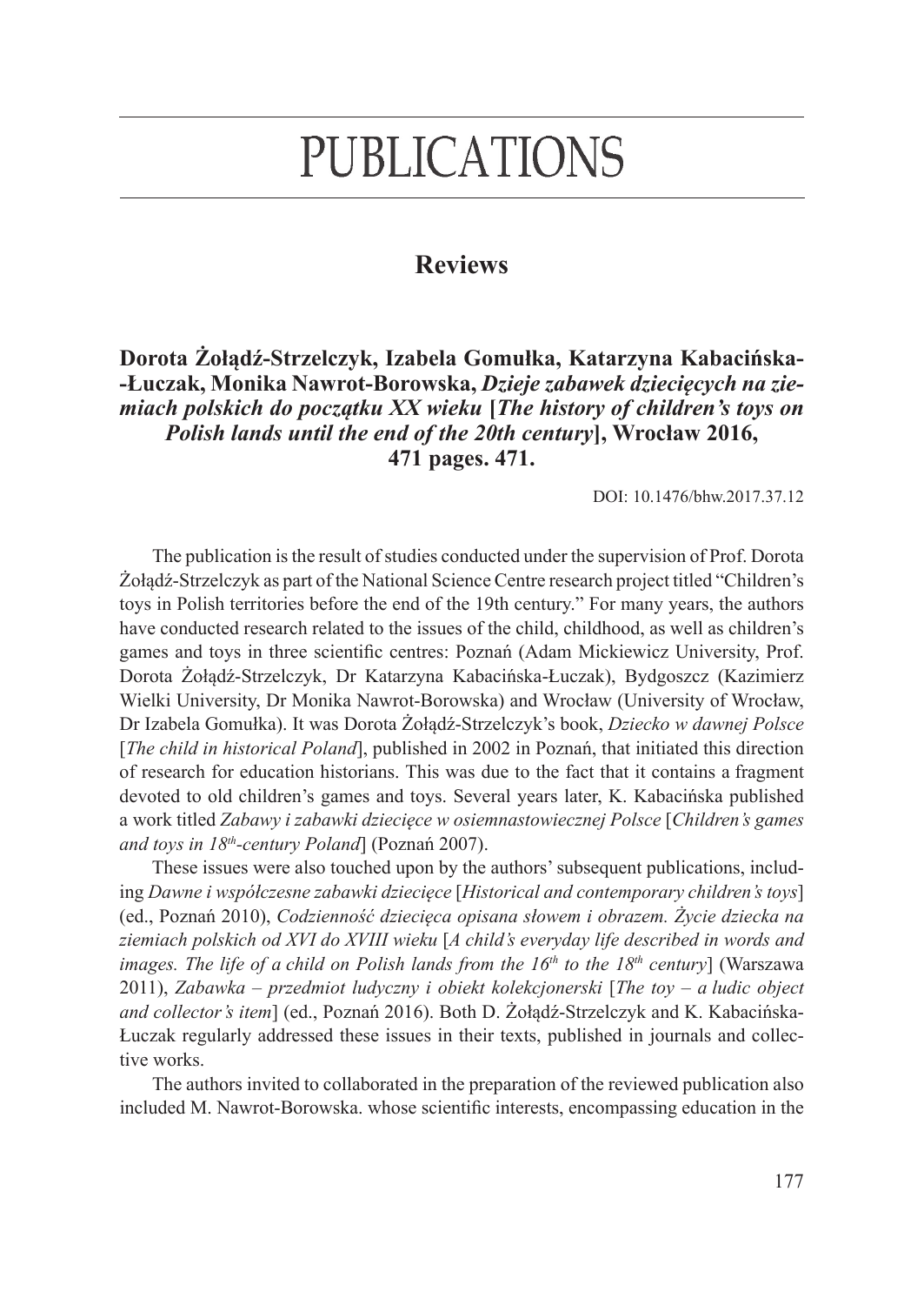# PUBLICATIONS

## Reviews

### Dorota Żołądź-Strzelczyk, Izabela Gomułka, Katarzyna Kabacińska-Łuczak, Monika Nawrot-Borowska, *Dzieje zabawek dziecięcych na ziemiach polskich do początku XX wieku* [*The history of children's toys on Polish lands until the end of the 20th century*], Wrocław 2016, 471 pages. 471.

DOI: 10.1476/bhw.2017.37.12

The publication is the result of studies conducted under the supervision of Prof. Dorota Żołądź-Strzelczyk as part of the National Science Centre research project titled "Children's toys in Polish territories before the end of the 19th century." For many years, the authors have conducted research related to the issues of the child, childhood, as well as children's games and toys in three scientific centres: Poznań (Adam Mickiewicz University, Prof. Dorota Żołądź-Strzelczyk, Dr Katarzyna Kabacińska-Łuczak), Bydgoszcz (Kazimierz Wielki University, Dr Monika Nawrot-Borowska) and Wrocław (University of Wrocław, Dr Izabela Gomułka). It was Dorota Żołądź-Strzelczyk's book, *Dziecko w dawnej Polsce* [*The child in historical Poland*], published in 2002 in Poznań, that initiated this direction of research for education historians. This was due to the fact that it contains a fragment devoted to old children's games and toys. Several years later, K. Kabacińska published a work titled *Zabawy i zabawki dziecięce w osiemnastowiecznej Polsce* [*Children's games and toys in 18th-century Poland*] (Poznań 2007).

These issues were also touched upon by the authors' subsequent publications, including *Dawne i współczesne zabawki dziecięce* [*Historical and contemporary children's toys*] (ed., Poznań 2010), *Codzienność dziecięca opisana słowem i obrazem. Życie dziecka na ziemiach polskich od XVI do XVIII wieku* [*A child's everyday life described in words and images. The life of a child on Polish lands from the 16th to the 18th century*] (Warszawa 2011), *Zabawka – przedmiot ludyczny i obiekt kolekcjonerski* [*The toy – a ludic object and collector's item*] (ed., Poznań 2016). Both D. Żołądź-Strzelczyk and K. Kabacińska-Łuczak regularly addressed these issues in their texts, published in journals and collective works.

The authors invited to collaborated in the preparation of the reviewed publication also included M. Nawrot-Borowska. whose scientific interests, encompassing education in the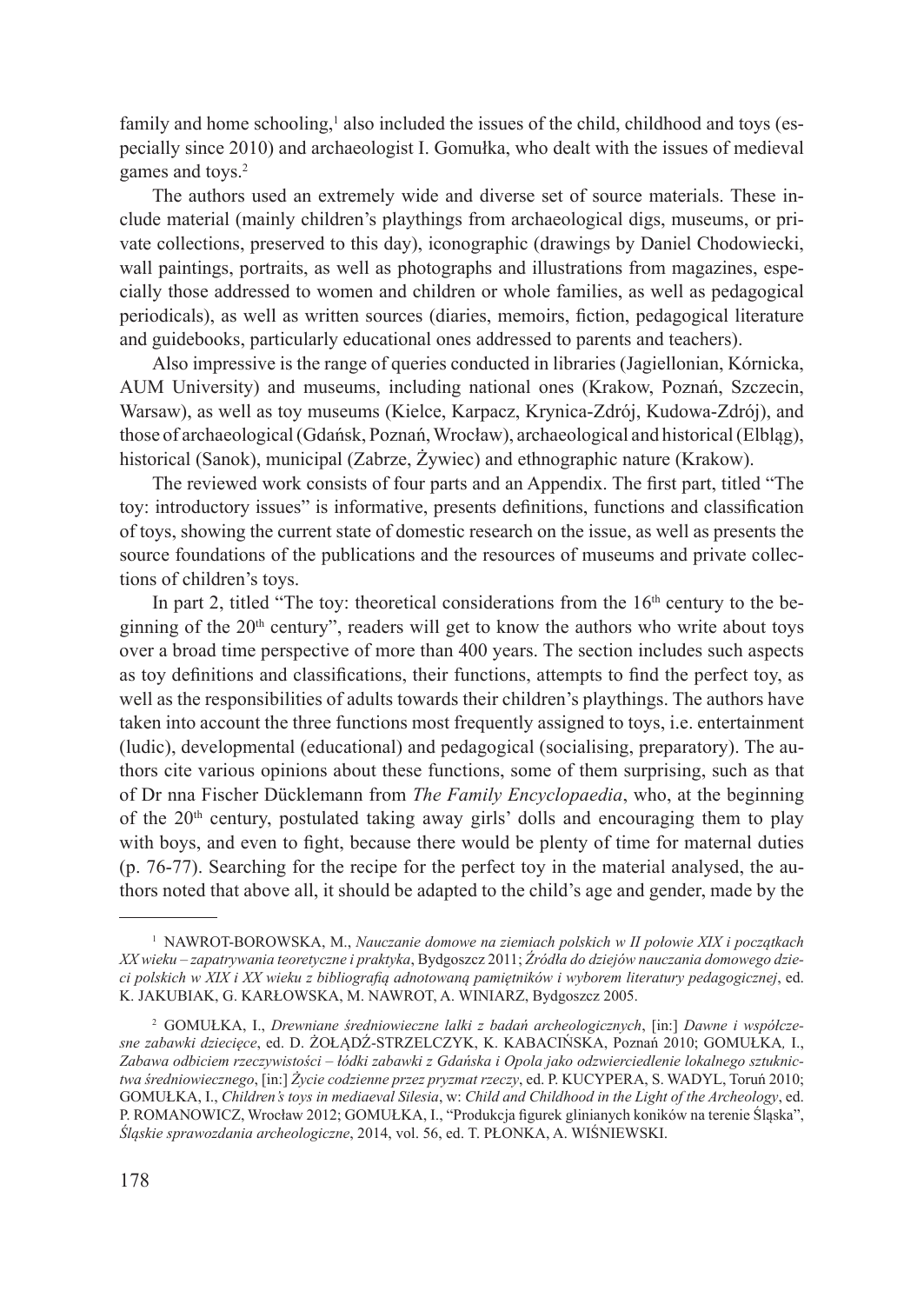family and home schooling,[1] also included the issues of the child, childhood and toys (especially since 2010) and archaeologist I. Gomułka, who dealt with the issues of medieval games and toys.[2]

The authors used an extremely wide and diverse set of source materials. These include material (mainly children's playthings from archaeological digs, museums, or private collections, preserved to this day), iconographic (drawings by Daniel Chodowiecki, wall paintings, portraits, as well as photographs and illustrations from magazines, especially those addressed to women and children or whole families, as well as pedagogical periodicals), as well as written sources (diaries, memoirs, fiction, pedagogical literature and guidebooks, particularly educational ones addressed to parents and teachers).

Also impressive is the range of queries conducted in libraries (Jagiellonian, Kórnicka, AUM University) and museums, including national ones (Krakow, Poznań, Szczecin, Warsaw), as well as toy museums (Kielce, Karpacz, Krynica-Zdrój, Kudowa-Zdrój), and those of archaeological (Gdańsk, Poznań, Wrocław), archaeological and historical (Elbląg), historical (Sanok), municipal (Zabrze, Żywiec) and ethnographic nature (Krakow).

The reviewed work consists of four parts and an Appendix. The first part, titled "The toy: introductory issues" is informative, presents definitions, functions and classification of toys, showing the current state of domestic research on the issue, as well as presents the source foundations of the publications and the resources of museums and private collections of children's toys.

In part 2, titled "The toy: theoretical considerations from the 16th century to the beginning of the 20th century", readers will get to know the authors who write about toys over a broad time perspective of more than 400 years. The section includes such aspects as toy definitions and classifications, their functions, attempts to find the perfect toy, as well as the responsibilities of adults towards their children's playthings. The authors have taken into account the three functions most frequently assigned to toys, i.e. entertainment (ludic), developmental (educational) and pedagogical (socialising, preparatory). The authors cite various opinions about these functions, some of them surprising, such as that of Dr nna Fischer Dücklemann from *The Family Encyclopaedia*, who, at the beginning of the 20th century, postulated taking away girls' dolls and encouraging them to play with boys, and even to fight, because there would be plenty of time for maternal duties (p. 76-77). Searching for the recipe for the perfect toy in the material analysed, the authors noted that above all, it should be adapted to the child's age and gender, made by the

---

[1] NAWROT-BOROWSKA, M., *Nauczanie domowe na ziemiach polskich w II połowie XIX i początkach XX wieku – zapatrywania teoretyczne i praktyka*, Bydgoszcz 2011; *Źródła do dziejów nauczania domowego dzieci polskich w XIX i XX wieku z bibliografią adnotowaną pamiętników i wyborem literatury pedagogicznej*, ed. K. JAKUBIAK, G. KARŁOWSKA, M. NAWROT, A. WINIARZ, Bydgoszcz 2005.

[2] GOMUŁKA, I., *Drewniane średniowieczne lalki z badań archeologicznych*, [in:] *Dawne i współczesne zabawki dziecięce*, ed. D. ŻOŁĄDŹ-STRZELCZYK, K. KABACIŃSKA, Poznań 2010; GOMUŁKA, I., *Zabawa odbiciem rzeczywistości – łódki zabawki z Gdańska i Opola jako odzwierciedlenie lokalnego sztukni ctwa średniowiecznego*, [in:] *Życie codzienne przez pryzmat rzeczy*, ed. P. KUCYPERA, S. WADYL, Toruń 2010; GOMUŁKA, I., *Children's toys in mediaeval Silesia*, w: *Child and Childhood in the Light of the Archeology*, ed. P. ROMANOWICZ, Wrocław 2012; GOMUŁKA, I., "Produkcja figurek glinianych koników na terenie Śląska", *Śląskie sprawozdania archeologiczne*, 2014, vol. 56, ed. T. PŁONKA, A. WIŚNIEWSKI.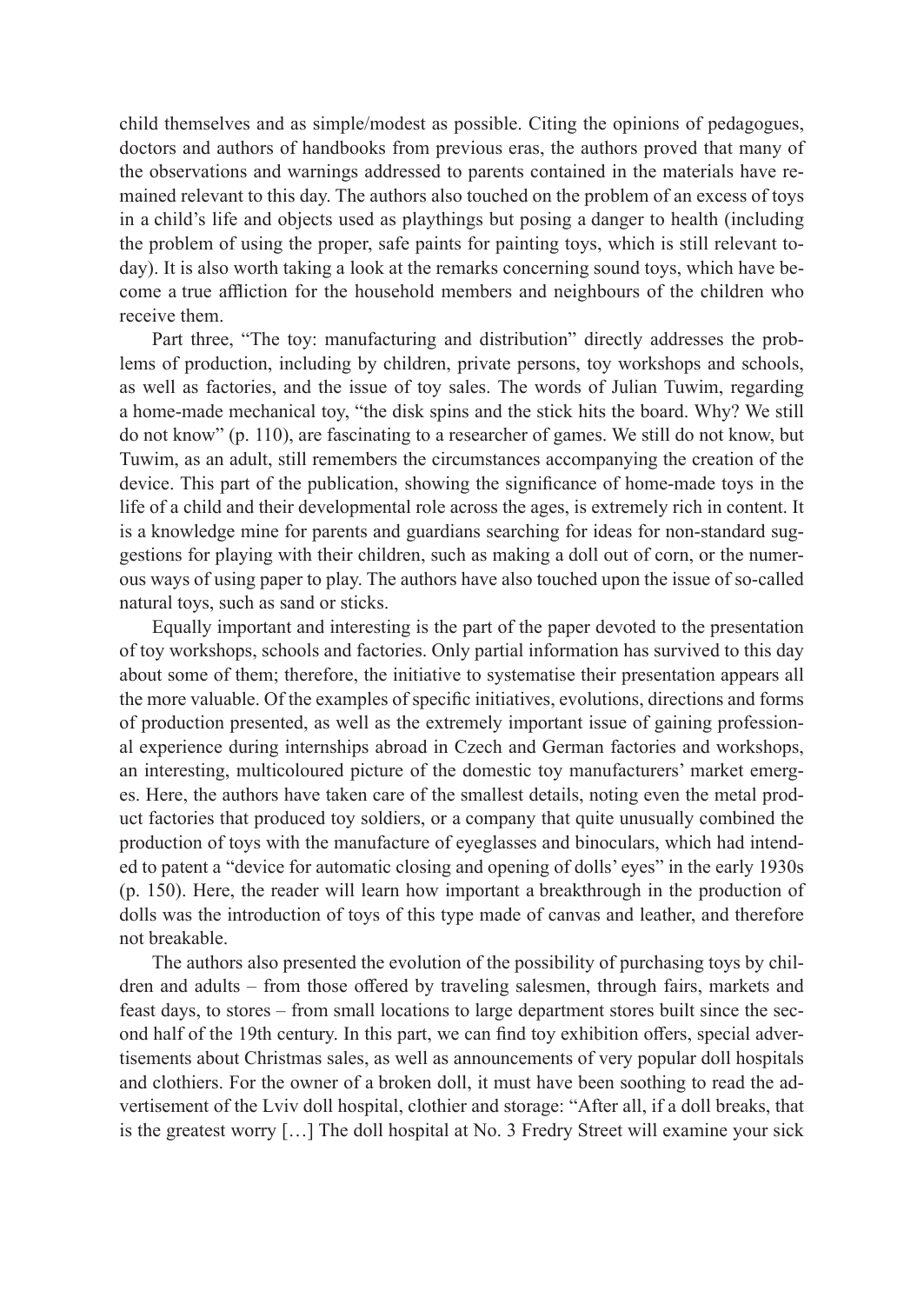child themselves and as simple/modest as possible. Citing the opinions of pedagogues, doctors and authors of handbooks from previous eras, the authors proved that many of the observations and warnings addressed to parents contained in the materials have remained relevant to this day. The authors also touched on the problem of an excess of toys in a child's life and objects used as playthings but posing a danger to health (including the problem of using the proper, safe paints for painting toys, which is still relevant today). It is also worth taking a look at the remarks concerning sound toys, which have become a true affliction for the household members and neighbours of the children who receive them.

Part three, "The toy: manufacturing and distribution" directly addresses the problems of production, including by children, private persons, toy workshops and schools, as well as factories, and the issue of toy sales. The words of Julian Tuwim, regarding a home-made mechanical toy, "the disk spins and the stick hits the board. Why? We still do not know" (p. 110), are fascinating to a researcher of games. We still do not know, but Tuwim, as an adult, still remembers the circumstances accompanying the creation of the device. This part of the publication, showing the significance of home-made toys in the life of a child and their developmental role across the ages, is extremely rich in content. It is a knowledge mine for parents and guardians searching for ideas for non-standard suggestions for playing with their children, such as making a doll out of corn, or the numerous ways of using paper to play. The authors have also touched upon the issue of so-called natural toys, such as sand or sticks.

Equally important and interesting is the part of the paper devoted to the presentation of toy workshops, schools and factories. Only partial information has survived to this day about some of them; therefore, the initiative to systematise their presentation appears all the more valuable. Of the examples of specific initiatives, evolutions, directions and forms of production presented, as well as the extremely important issue of gaining professional experience during internships abroad in Czech and German factories and workshops, an interesting, multicoloured picture of the domestic toy manufacturers' market emerges. Here, the authors have taken care of the smallest details, noting even the metal product factories that produced toy soldiers, or a company that quite unusually combined the production of toys with the manufacture of eyeglasses and binoculars, which had intended to patent a "device for automatic closing and opening of dolls' eyes" in the early 1930s (p. 150). Here, the reader will learn how important a breakthrough in the production of dolls was the introduction of toys of this type made of canvas and leather, and therefore not breakable.

The authors also presented the evolution of the possibility of purchasing toys by children and adults – from those offered by traveling salesmen, through fairs, markets and feast days, to stores – from small locations to large department stores built since the second half of the 19th century. In this part, we can find toy exhibition offers, special advertisements about Christmas sales, as well as announcements of very popular doll hospitals and clothiers. For the owner of a broken doll, it must have been soothing to read the advertisement of the Lviv doll hospital, clothier and storage: "After all, if a doll breaks, that is the greatest worry […] The doll hospital at No. 3 Fredry Street will examine your sick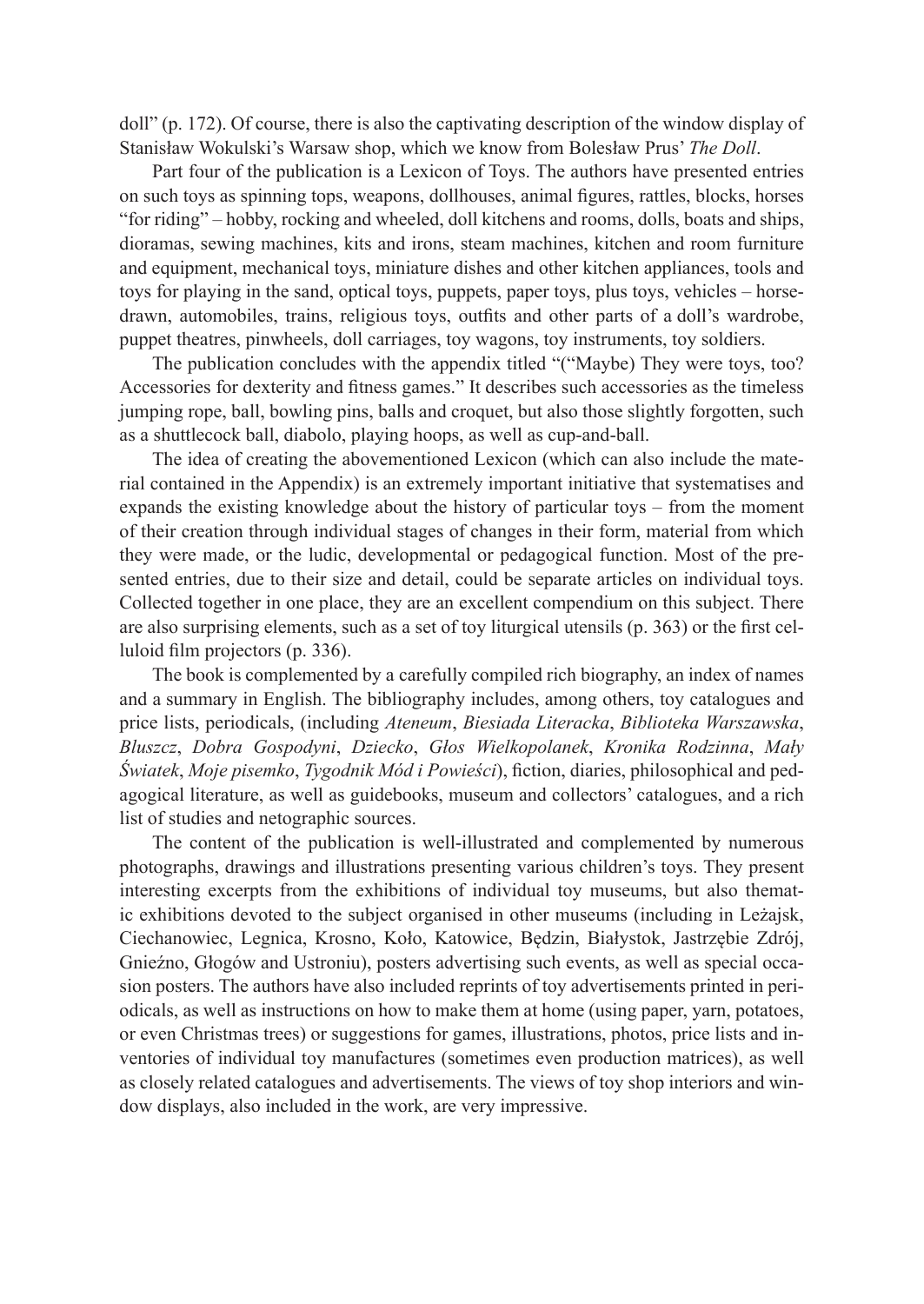doll" (p. 172). Of course, there is also the captivating description of the window display of Stanisław Wokulski's Warsaw shop, which we know from Bolesław Prus' *The Doll*.

Part four of the publication is a Lexicon of Toys. The authors have presented entries on such toys as spinning tops, weapons, dollhouses, animal figures, rattles, blocks, horses "for riding" – hobby, rocking and wheeled, doll kitchens and rooms, dolls, boats and ships, dioramas, sewing machines, kits and irons, steam machines, kitchen and room furniture and equipment, mechanical toys, miniature dishes and other kitchen appliances, tools and toys for playing in the sand, optical toys, puppets, paper toys, plus toys, vehicles – horse-drawn, automobiles, trains, religious toys, outfits and other parts of a doll's wardrobe, puppet theatres, pinwheels, doll carriages, toy wagons, toy instruments, toy soldiers.

The publication concludes with the appendix titled "("Maybe) They were toys, too? Accessories for dexterity and fitness games." It describes such accessories as the timeless jumping rope, ball, bowling pins, balls and croquet, but also those slightly forgotten, such as a shuttlecock ball, diabolo, playing hoops, as well as cup-and-ball.

The idea of creating the abovementioned Lexicon (which can also include the material contained in the Appendix) is an extremely important initiative that systematises and expands the existing knowledge about the history of particular toys – from the moment of their creation through individual stages of changes in their form, material from which they were made, or the ludic, developmental or pedagogical function. Most of the presented entries, due to their size and detail, could be separate articles on individual toys. Collected together in one place, they are an excellent compendium on this subject. There are also surprising elements, such as a set of toy liturgical utensils (p. 363) or the first celluloid film projectors (p. 336).

The book is complemented by a carefully compiled rich biography, an index of names and a summary in English. The bibliography includes, among others, toy catalogues and price lists, periodicals, (including *Ateneum*, *Biesiada Literacka*, *Biblioteka Warszawska*, *Bluszcz*, *Dobra Gospodyni*, *Dziecko*, *Głos Wielkopolanek*, *Kronika Rodzinna*, *Mały Światek*, *Moje pisemko*, *Tygodnik Mód i Powieści*), fiction, diaries, philosophical and pedagogical literature, as well as guidebooks, museum and collectors' catalogues, and a rich list of studies and netographic sources.

The content of the publication is well-illustrated and complemented by numerous photographs, drawings and illustrations presenting various children's toys. They present interesting excerpts from the exhibitions of individual toy museums, but also thematic exhibitions devoted to the subject organised in other museums (including in Leżajsk, Ciechanowiec, Legnica, Krosno, Koło, Katowice, Będzin, Białystok, Jastrzębie Zdrój, Gnieźno, Głogów and Ustroniu), posters advertising such events, as well as special occasion posters. The authors have also included reprints of toy advertisements printed in periodicals, as well as instructions on how to make them at home (using paper, yarn, potatoes, or even Christmas trees) or suggestions for games, illustrations, photos, price lists and inventories of individual toy manufactures (sometimes even production matrices), as well as closely related catalogues and advertisements. The views of toy shop interiors and window displays, also included in the work, are very impressive.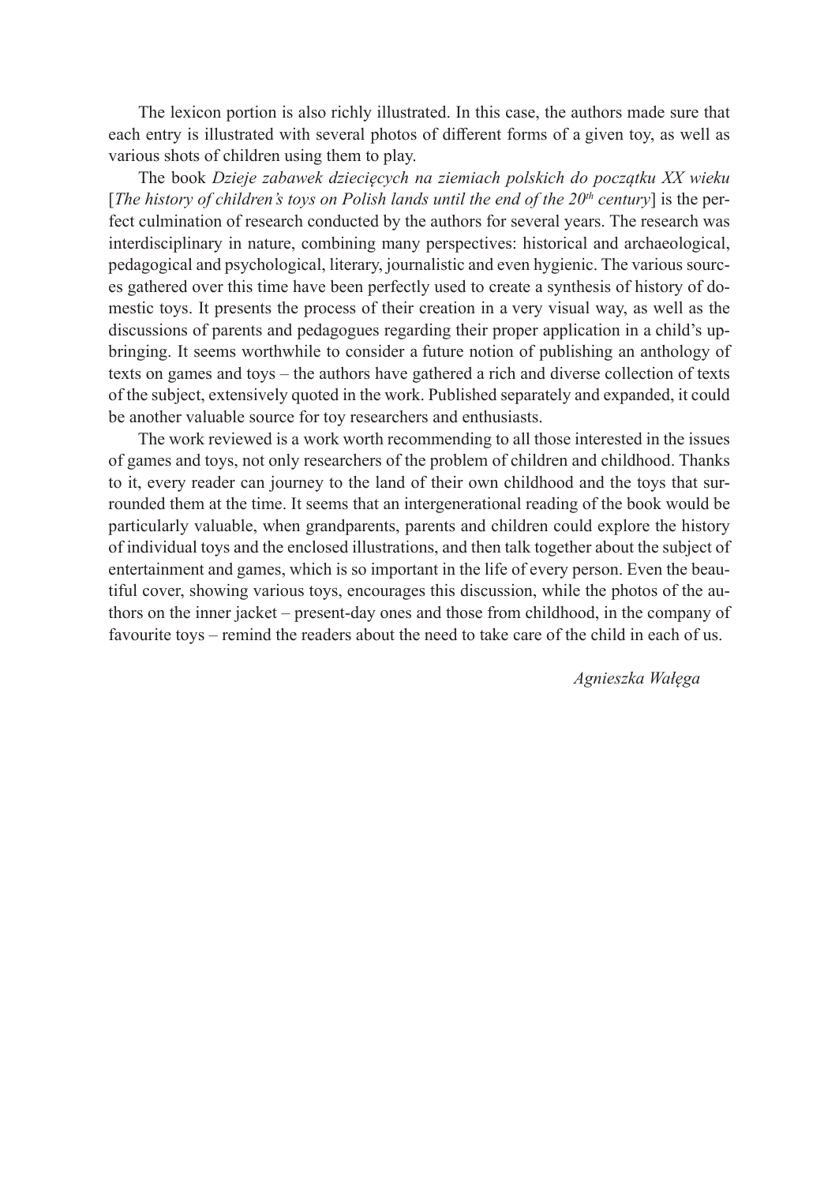The lexicon portion is also richly illustrated. In this case, the authors made sure that each entry is illustrated with several photos of different forms of a given toy, as well as various shots of children using them to play.

The book *Dzieje zabawek dziecięcych na ziemiach polskich do początku XX wieku* [*The history of children's toys on Polish lands until the end of the 20th century*] is the perfect culmination of research conducted by the authors for several years. The research was interdisciplinary in nature, combining many perspectives: historical and archaeological, pedagogical and psychological, literary, journalistic and even hygienic. The various sources gathered over this time have been perfectly used to create a synthesis of history of domestic toys. It presents the process of their creation in a very visual way, as well as the discussions of parents and pedagogues regarding their proper application in a child's upbringing. It seems worthwhile to consider a future notion of publishing an anthology of texts on games and toys – the authors have gathered a rich and diverse collection of texts of the subject, extensively quoted in the work. Published separately and expanded, it could be another valuable source for toy researchers and enthusiasts.

The work reviewed is a work worth recommending to all those interested in the issues of games and toys, not only researchers of the problem of children and childhood. Thanks to it, every reader can journey to the land of their own childhood and the toys that surrounded them at the time. It seems that an intergenerational reading of the book would be particularly valuable, when grandparents, parents and children could explore the history of individual toys and the enclosed illustrations, and then talk together about the subject of entertainment and games, which is so important in the life of every person. Even the beautiful cover, showing various toys, encourages this discussion, while the photos of the authors on the inner jacket – present-day ones and those from childhood, in the company of favourite toys – remind the readers about the need to take care of the child in each of us.

*Agnieszka Wałęga*